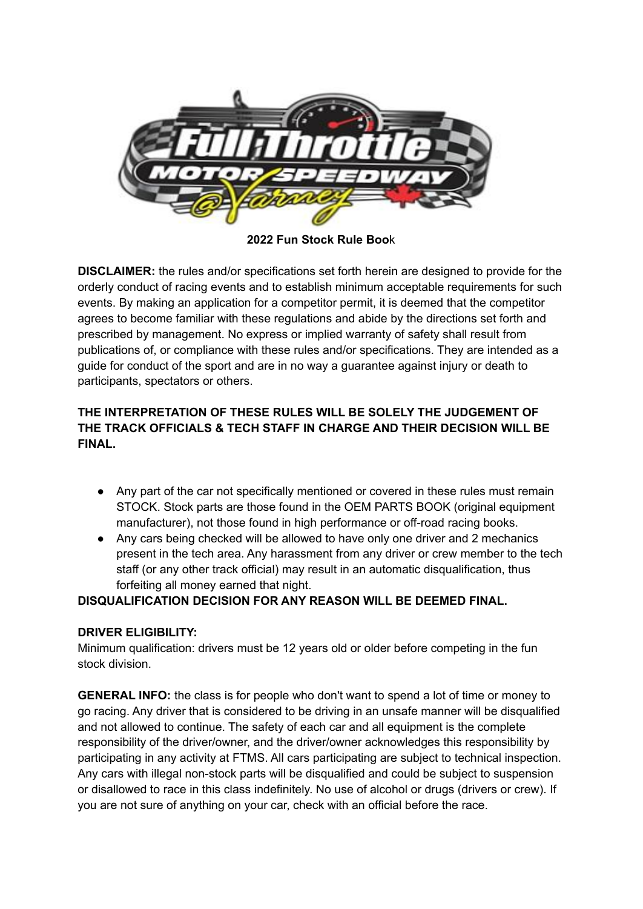**2022 Fun Stock Rule Book**

**DISCLAIMER:** the rules and/or specifications set forth herein are designed to provide for the orderly conduct of racing events and to establish minimum acceptable requirements for such events. By making an application for a competitor permit, it is deemed that the competitor agrees to become familiar with these regulations and abide by the directions set forth and prescribed by management. No express or implied warranty of safety shall result from publications of, or compliance with these rules and/or specifications. They are intended as a guide for conduct of the sport and are in no way a guarantee against injury or death to participants, spectators or others.

**THE INTERPRETATION OF THESE RULES WILL BE SOLELY THE JUDGEMENT OF THE TRACK OFFICIALS & TECH STAFF IN CHARGE AND THEIR DECISION WILL BE FINAL.**

- Any part of the car not specifically mentioned or covered in these rules must remain STOCK. Stock parts are those found in the OEM PARTS BOOK (original equipment manufacturer), not those found in high performance or off-road racing books.
- Any cars being checked will be allowed to have only one driver and 2 mechanics present in the tech area. Any harassment from any driver or crew member to the tech staff (or any other track official) may result in an automatic disqualification, thus forfeiting all money earned that night.

**DISQUALIFICATION DECISION FOR ANY REASON WILL BE DEEMED FINAL.**

**DRIVER ELIGIBILITY:**
Minimum qualification: drivers must be 12 years old or older before competing in the fun stock division.

**GENERAL INFO:** the class is for people who don't want to spend a lot of time or money to go racing. Any driver that is considered to be driving in an unsafe manner will be disqualified and not allowed to continue. The safety of each car and all equipment is the complete responsibility of the driver/owner, and the driver/owner acknowledges this responsibility by participating in any activity at FTMS. All cars participating are subject to technical inspection. Any cars with illegal non-stock parts will be disqualified and could be subject to suspension or disallowed to race in this class indefinitely. No use of alcohol or drugs (drivers or crew). If you are not sure of anything on your car, check with an official before the race.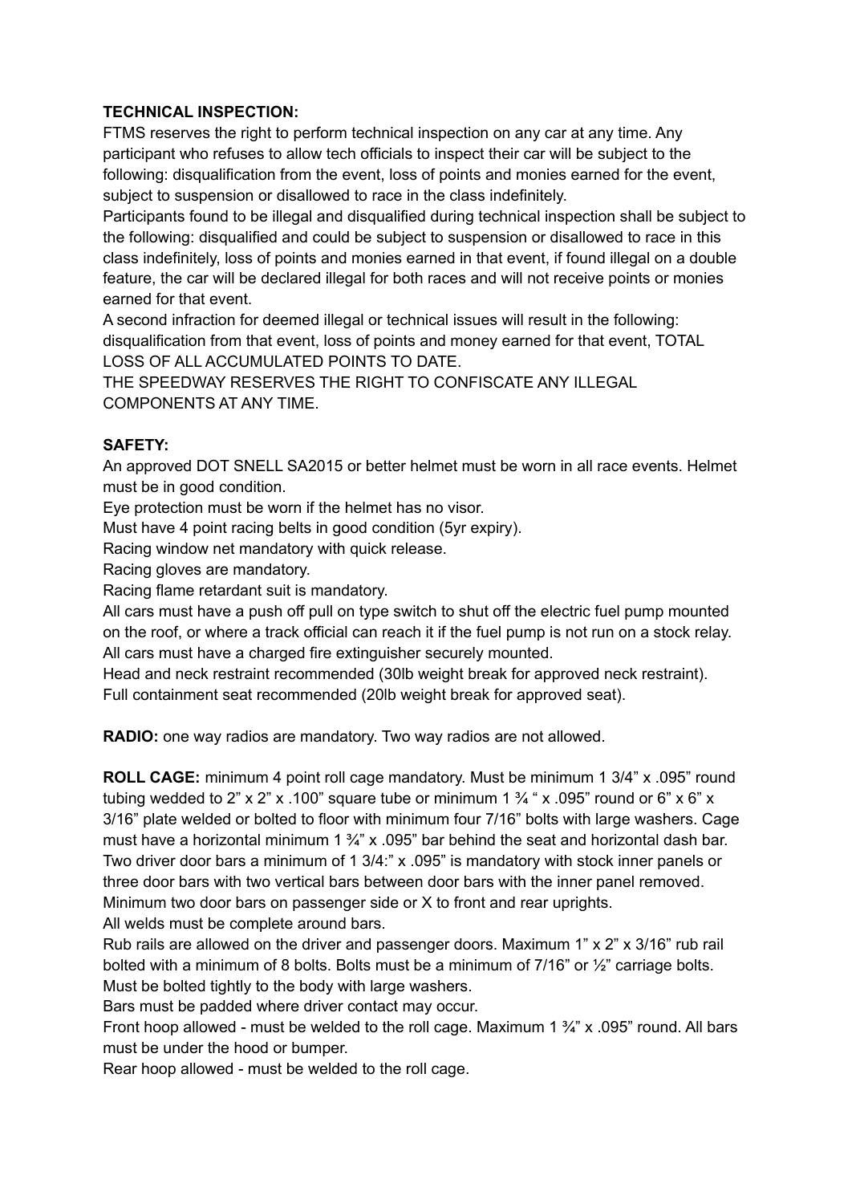**TECHNICAL INSPECTION:**
FTMS reserves the right to perform technical inspection on any car at any time. Any participant who refuses to allow tech officials to inspect their car will be subject to the following: disqualification from the event, loss of points and monies earned for the event, subject to suspension or disallowed to race in the class indefinitely.
Participants found to be illegal and disqualified during technical inspection shall be subject to the following: disqualified and could be subject to suspension or disallowed to race in this class indefinitely, loss of points and monies earned in that event, if found illegal on a double feature, the car will be declared illegal for both races and will not receive points or monies earned for that event.
A second infraction for deemed illegal or technical issues will result in the following: disqualification from that event, loss of points and money earned for that event, TOTAL LOSS OF ALL ACCUMULATED POINTS TO DATE.
THE SPEEDWAY RESERVES THE RIGHT TO CONFISCATE ANY ILLEGAL COMPONENTS AT ANY TIME.

**SAFETY:**
An approved DOT SNELL SA2015 or better helmet must be worn in all race events. Helmet must be in good condition.
Eye protection must be worn if the helmet has no visor.
Must have 4 point racing belts in good condition (5yr expiry).
Racing window net mandatory with quick release.
Racing gloves are mandatory.
Racing flame retardant suit is mandatory.
All cars must have a push off pull on type switch to shut off the electric fuel pump mounted on the roof, or where a track official can reach it if the fuel pump is not run on a stock relay.
All cars must have a charged fire extinguisher securely mounted.
Head and neck restraint recommended (30lb weight break for approved neck restraint).
Full containment seat recommended (20lb weight break for approved seat).

**RADIO:** one way radios are mandatory. Two way radios are not allowed.

**ROLL CAGE:** minimum 4 point roll cage mandatory. Must be minimum 1 3/4" x .095" round tubing wedded to 2" x 2" x .100" square tube or minimum 1 ¾ " x .095" round or 6" x 6" x 3/16" plate welded or bolted to floor with minimum four 7/16" bolts with large washers. Cage must have a horizontal minimum 1 ¾" x .095" bar behind the seat and horizontal dash bar. Two driver door bars a minimum of 1 3/4:" x .095" is mandatory with stock inner panels or three door bars with two vertical bars between door bars with the inner panel removed. Minimum two door bars on passenger side or X to front and rear uprights.
All welds must be complete around bars.
Rub rails are allowed on the driver and passenger doors. Maximum 1" x 2" x 3/16" rub rail bolted with a minimum of 8 bolts. Bolts must be a minimum of 7/16" or ½" carriage bolts. Must be bolted tightly to the body with large washers.
Bars must be padded where driver contact may occur.
Front hoop allowed - must be welded to the roll cage. Maximum 1 ¾" x .095" round. All bars must be under the hood or bumper.
Rear hoop allowed - must be welded to the roll cage.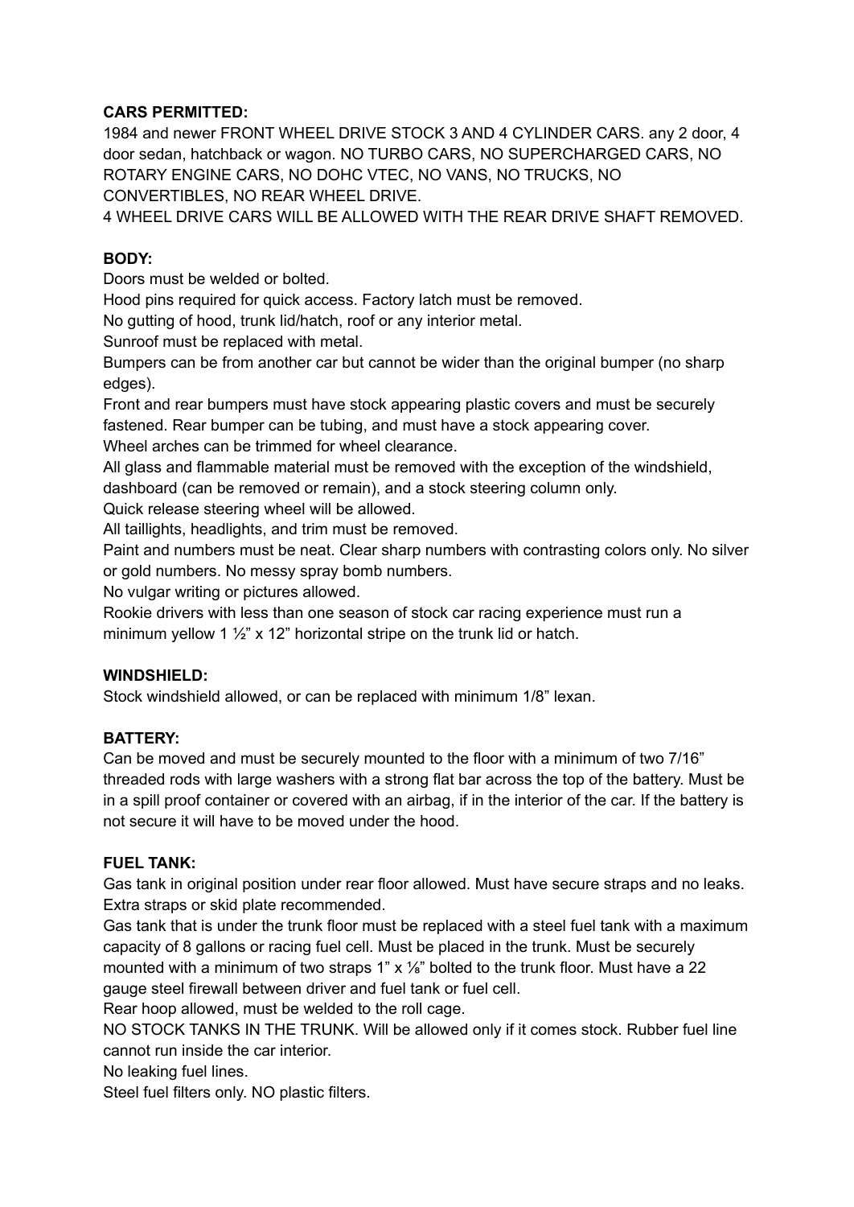**CARS PERMITTED:**

1984 and newer FRONT WHEEL DRIVE STOCK 3 AND 4 CYLINDER CARS. any 2 door, 4 door sedan, hatchback or wagon. NO TURBO CARS, NO SUPERCHARGED CARS, NO ROTARY ENGINE CARS, NO DOHC VTEC, NO VANS, NO TRUCKS, NO CONVERTIBLES, NO REAR WHEEL DRIVE.

4 WHEEL DRIVE CARS WILL BE ALLOWED WITH THE REAR DRIVE SHAFT REMOVED.

**BODY:**

Doors must be welded or bolted.

Hood pins required for quick access. Factory latch must be removed.

No gutting of hood, trunk lid/hatch, roof or any interior metal.

Sunroof must be replaced with metal.

Bumpers can be from another car but cannot be wider than the original bumper (no sharp edges).

Front and rear bumpers must have stock appearing plastic covers and must be securely fastened. Rear bumper can be tubing, and must have a stock appearing cover.

Wheel arches can be trimmed for wheel clearance.

All glass and flammable material must be removed with the exception of the windshield, dashboard (can be removed or remain), and a stock steering column only.

Quick release steering wheel will be allowed.

All taillights, headlights, and trim must be removed.

Paint and numbers must be neat. Clear sharp numbers with contrasting colors only. No silver or gold numbers. No messy spray bomb numbers.

No vulgar writing or pictures allowed.

Rookie drivers with less than one season of stock car racing experience must run a minimum yellow 1 ½" x 12" horizontal stripe on the trunk lid or hatch.

**WINDSHIELD:**

Stock windshield allowed, or can be replaced with minimum 1/8" lexan.

**BATTERY:**

Can be moved and must be securely mounted to the floor with a minimum of two 7/16" threaded rods with large washers with a strong flat bar across the top of the battery. Must be in a spill proof container or covered with an airbag, if in the interior of the car. If the battery is not secure it will have to be moved under the hood.

**FUEL TANK:**

Gas tank in original position under rear floor allowed. Must have secure straps and no leaks. Extra straps or skid plate recommended.

Gas tank that is under the trunk floor must be replaced with a steel fuel tank with a maximum capacity of 8 gallons or racing fuel cell. Must be placed in the trunk. Must be securely mounted with a minimum of two straps 1" x ⅛" bolted to the trunk floor. Must have a 22 gauge steel firewall between driver and fuel tank or fuel cell.

Rear hoop allowed, must be welded to the roll cage.

NO STOCK TANKS IN THE TRUNK. Will be allowed only if it comes stock. Rubber fuel line cannot run inside the car interior.

No leaking fuel lines.

Steel fuel filters only. NO plastic filters.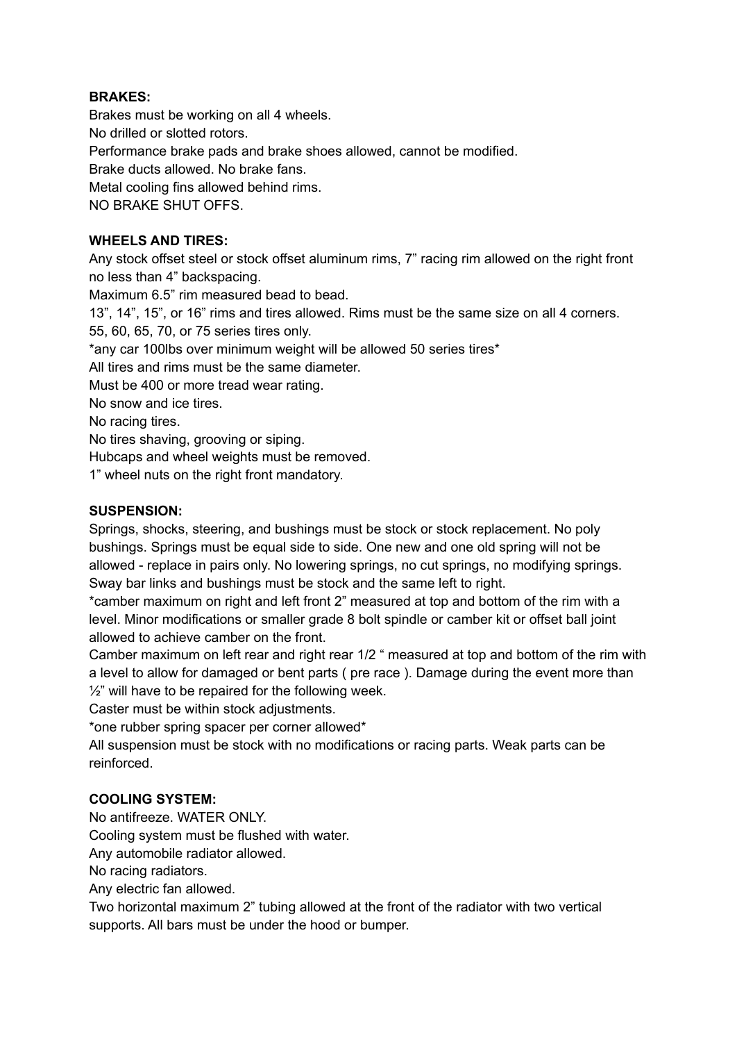**BRAKES:**

Brakes must be working on all 4 wheels.
No drilled or slotted rotors.
Performance brake pads and brake shoes allowed, cannot be modified.
Brake ducts allowed. No brake fans.
Metal cooling fins allowed behind rims.
NO BRAKE SHUT OFFS.

**WHEELS AND TIRES:**

Any stock offset steel or stock offset aluminum rims, 7" racing rim allowed on the right front no less than 4" backspacing.
Maximum 6.5" rim measured bead to bead.
13", 14", 15", or 16" rims and tires allowed. Rims must be the same size on all 4 corners.
55, 60, 65, 70, or 75 series tires only.
*any car 100lbs over minimum weight will be allowed 50 series tires*
All tires and rims must be the same diameter.
Must be 400 or more tread wear rating.
No snow and ice tires.
No racing tires.
No tires shaving, grooving or siping.
Hubcaps and wheel weights must be removed.
1" wheel nuts on the right front mandatory.

**SUSPENSION:**

Springs, shocks, steering, and bushings must be stock or stock replacement. No poly bushings. Springs must be equal side to side. One new and one old spring will not be allowed - replace in pairs only. No lowering springs, no cut springs, no modifying springs. Sway bar links and bushings must be stock and the same left to right.
*camber maximum on right and left front 2" measured at top and bottom of the rim with a level. Minor modifications or smaller grade 8 bolt spindle or camber kit or offset ball joint allowed to achieve camber on the front.
Camber maximum on left rear and right rear 1/2 " measured at top and bottom of the rim with a level to allow for damaged or bent parts ( pre race ). Damage during the event more than ½" will have to be repaired for the following week.
Caster must be within stock adjustments.
*one rubber spring spacer per corner allowed*
All suspension must be stock with no modifications or racing parts. Weak parts can be reinforced.

**COOLING SYSTEM:**

No antifreeze. WATER ONLY.
Cooling system must be flushed with water.
Any automobile radiator allowed.
No racing radiators.
Any electric fan allowed.
Two horizontal maximum 2" tubing allowed at the front of the radiator with two vertical supports. All bars must be under the hood or bumper.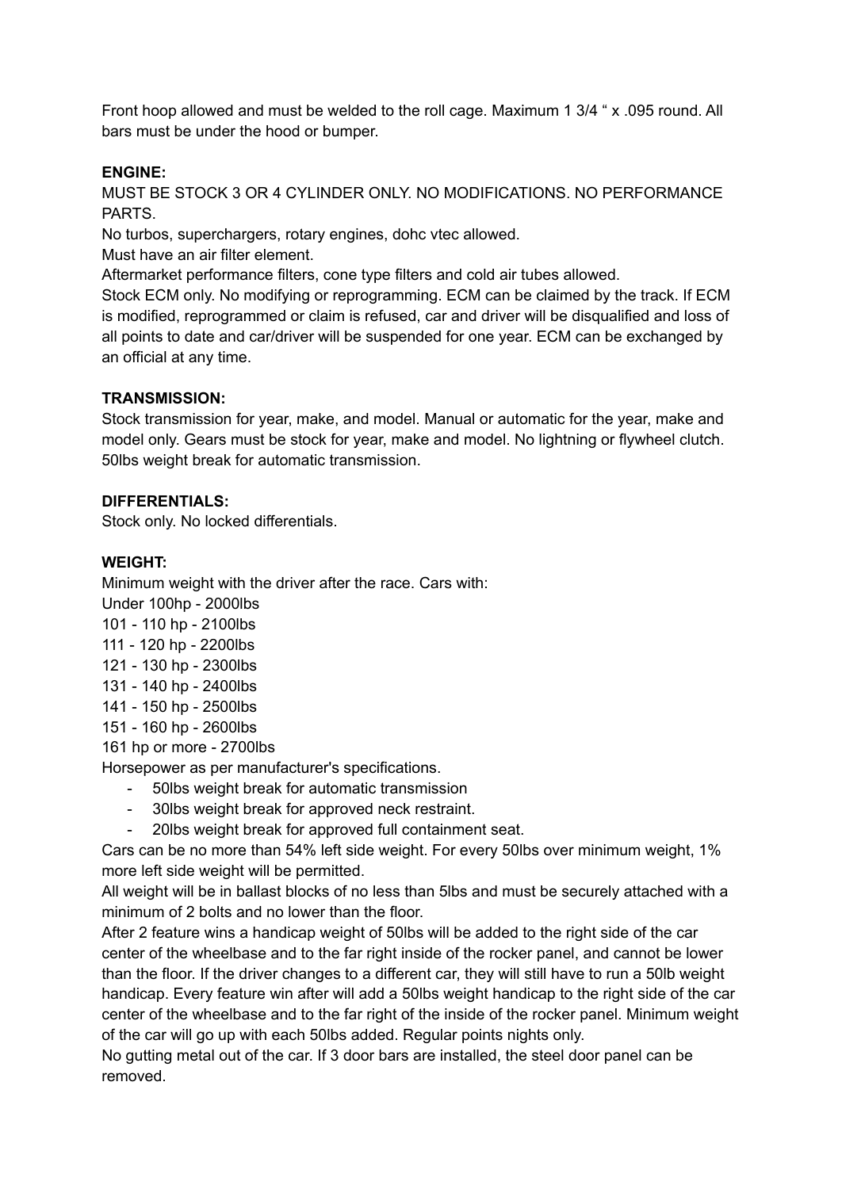Front hoop allowed and must be welded to the roll cage. Maximum 1 3/4 " x .095 round. All bars must be under the hood or bumper.

**ENGINE:**

MUST BE STOCK 3 OR 4 CYLINDER ONLY. NO MODIFICATIONS. NO PERFORMANCE PARTS.

No turbos, superchargers, rotary engines, dohc vtec allowed.

Must have an air filter element.

Aftermarket performance filters, cone type filters and cold air tubes allowed.

Stock ECM only. No modifying or reprogramming. ECM can be claimed by the track. If ECM is modified, reprogrammed or claim is refused, car and driver will be disqualified and loss of all points to date and car/driver will be suspended for one year. ECM can be exchanged by an official at any time.

**TRANSMISSION:**

Stock transmission for year, make, and model. Manual or automatic for the year, make and model only. Gears must be stock for year, make and model. No lightning or flywheel clutch. 50lbs weight break for automatic transmission.

**DIFFERENTIALS:**

Stock only. No locked differentials.

**WEIGHT:**

Minimum weight with the driver after the race. Cars with:

Under 100hp - 2000lbs

101 - 110 hp - 2100lbs

111 - 120 hp - 2200lbs

121 - 130 hp - 2300lbs

131 - 140 hp - 2400lbs

141 - 150 hp - 2500lbs

151 - 160 hp - 2600lbs

161 hp or more - 2700lbs

Horsepower as per manufacturer's specifications.

- 50lbs weight break for automatic transmission
- 30lbs weight break for approved neck restraint.
- 20lbs weight break for approved full containment seat.

Cars can be no more than 54% left side weight. For every 50lbs over minimum weight, 1% more left side weight will be permitted.

All weight will be in ballast blocks of no less than 5lbs and must be securely attached with a minimum of 2 bolts and no lower than the floor.

After 2 feature wins a handicap weight of 50lbs will be added to the right side of the car center of the wheelbase and to the far right inside of the rocker panel, and cannot be lower than the floor. If the driver changes to a different car, they will still have to run a 50lb weight handicap. Every feature win after will add a 50lbs weight handicap to the right side of the car center of the wheelbase and to the far right of the inside of the rocker panel. Minimum weight of the car will go up with each 50lbs added. Regular points nights only.

No gutting metal out of the car. If 3 door bars are installed, the steel door panel can be removed.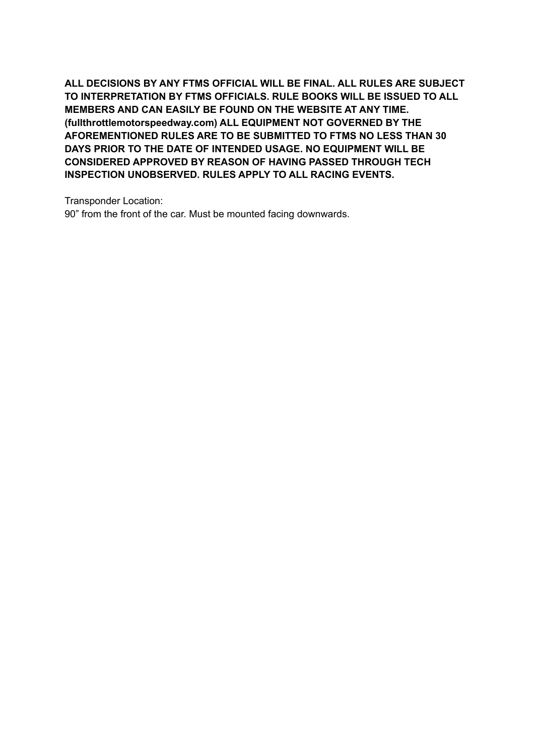**ALL DECISIONS BY ANY FTMS OFFICIAL WILL BE FINAL. ALL RULES ARE SUBJECT TO INTERPRETATION BY FTMS OFFICIALS. RULE BOOKS WILL BE ISSUED TO ALL MEMBERS AND CAN EASILY BE FOUND ON THE WEBSITE AT ANY TIME. (fullthrottlemotorspeedway.com) ALL EQUIPMENT NOT GOVERNED BY THE AFOREMENTIONED RULES ARE TO BE SUBMITTED TO FTMS NO LESS THAN 30 DAYS PRIOR TO THE DATE OF INTENDED USAGE. NO EQUIPMENT WILL BE CONSIDERED APPROVED BY REASON OF HAVING PASSED THROUGH TECH INSPECTION UNOBSERVED. RULES APPLY TO ALL RACING EVENTS.**

Transponder Location:
90" from the front of the car. Must be mounted facing downwards.